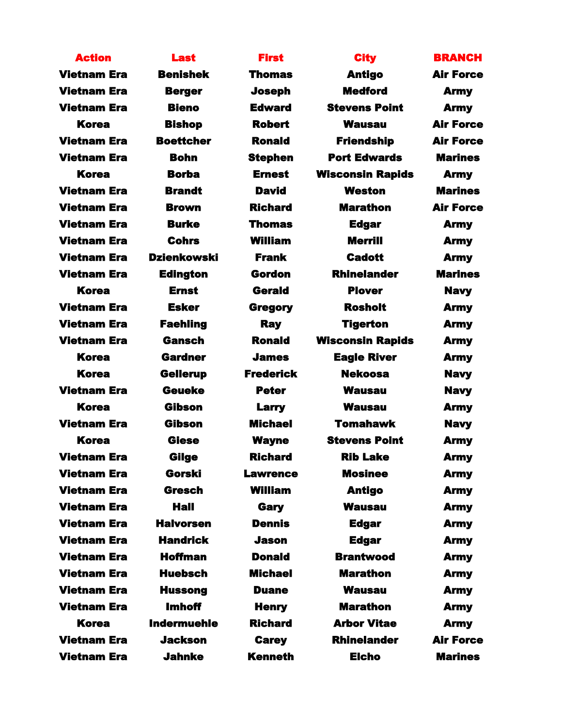| Action | Last | First | City | BRANCH |
|---|---|---|---|---|
| Vietnam Era | Benishek | Thomas | Antigo | Air Force |
| Vietnam Era | Berger | Joseph | Medford | Army |
| Vietnam Era | Bieno | Edward | Stevens Point | Army |
| Korea | Bishop | Robert | Wausau | Air Force |
| Vietnam Era | Boettcher | Ronald | Friendship | Air Force |
| Vietnam Era | Bohn | Stephen | Port Edwards | Marines |
| Korea | Borba | Ernest | Wisconsin Rapids | Army |
| Vietnam Era | Brandt | David | Weston | Marines |
| Vietnam Era | Brown | Richard | Marathon | Air Force |
| Vietnam Era | Burke | Thomas | Edgar | Army |
| Vietnam Era | Cohrs | William | Merrill | Army |
| Vietnam Era | Dzienkowski | Frank | Cadott | Army |
| Vietnam Era | Edington | Gordon | Rhinelander | Marines |
| Korea | Ernst | Gerald | Plover | Navy |
| Vietnam Era | Esker | Gregory | Rosholt | Army |
| Vietnam Era | Faehling | Ray | Tigerton | Army |
| Vietnam Era | Gansch | Ronald | Wisconsin Rapids | Army |
| Korea | Gardner | James | Eagle River | Army |
| Korea | Gellerup | Frederick | Nekoosa | Navy |
| Vietnam Era | Geueke | Peter | Wausau | Navy |
| Korea | Gibson | Larry | Wausau | Army |
| Vietnam Era | Gibson | Michael | Tomahawk | Navy |
| Korea | Giese | Wayne | Stevens Point | Army |
| Vietnam Era | Gilge | Richard | Rib Lake | Army |
| Vietnam Era | Gorski | Lawrence | Mosinee | Army |
| Vietnam Era | Gresch | William | Antigo | Army |
| Vietnam Era | Hall | Gary | Wausau | Army |
| Vietnam Era | Halvorsen | Dennis | Edgar | Army |
| Vietnam Era | Handrick | Jason | Edgar | Army |
| Vietnam Era | Hoffman | Donald | Brantwood | Army |
| Vietnam Era | Huebsch | Michael | Marathon | Army |
| Vietnam Era | Hussong | Duane | Wausau | Army |
| Vietnam Era | Imhoff | Henry | Marathon | Army |
| Korea | Indermuehle | Richard | Arbor Vitae | Army |
| Vietnam Era | Jackson | Carey | Rhinelander | Air Force |
| Vietnam Era | Jahnke | Kenneth | Elcho | Marines |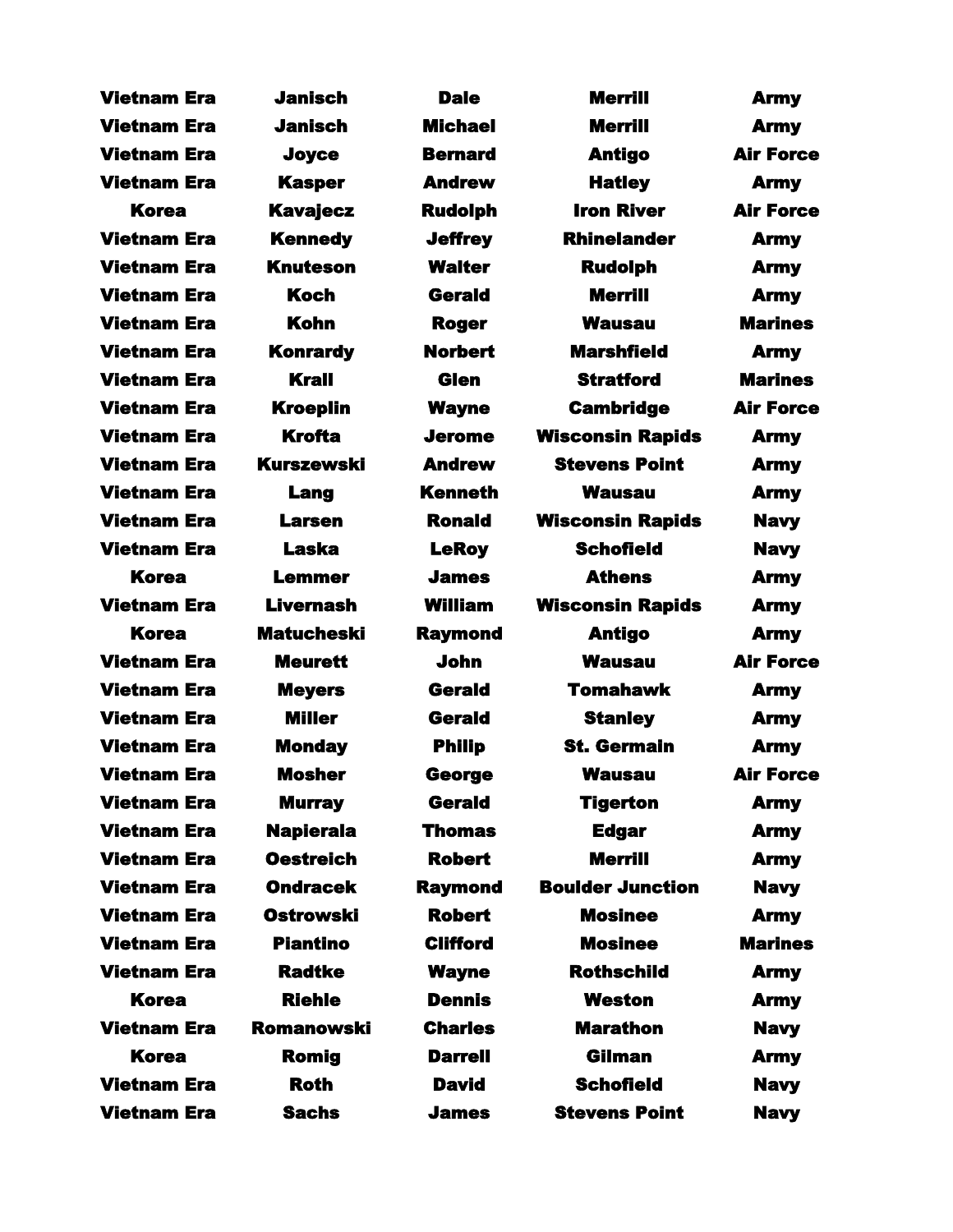| | | | | |
|---|---|---|---|---|
| Vietnam Era | Janisch | Dale | Merrill | Army |
| Vietnam Era | Janisch | Michael | Merrill | Army |
| Vietnam Era | Joyce | Bernard | Antigo | Air Force |
| Vietnam Era | Kasper | Andrew | Hatley | Army |
| Korea | Kavajecz | Rudolph | Iron River | Air Force |
| Vietnam Era | Kennedy | Jeffrey | Rhinelander | Army |
| Vietnam Era | Knuteson | Walter | Rudolph | Army |
| Vietnam Era | Koch | Gerald | Merrill | Army |
| Vietnam Era | Kohn | Roger | Wausau | Marines |
| Vietnam Era | Konrardy | Norbert | Marshfield | Army |
| Vietnam Era | Krall | Glen | Stratford | Marines |
| Vietnam Era | Kroeplin | Wayne | Cambridge | Air Force |
| Vietnam Era | Krofta | Jerome | Wisconsin Rapids | Army |
| Vietnam Era | Kurszewski | Andrew | Stevens Point | Army |
| Vietnam Era | Lang | Kenneth | Wausau | Army |
| Vietnam Era | Larsen | Ronald | Wisconsin Rapids | Navy |
| Vietnam Era | Laska | LeRoy | Schofield | Navy |
| Korea | Lemmer | James | Athens | Army |
| Vietnam Era | Livernash | William | Wisconsin Rapids | Army |
| Korea | Matucheski | Raymond | Antigo | Army |
| Vietnam Era | Meurett | John | Wausau | Air Force |
| Vietnam Era | Meyers | Gerald | Tomahawk | Army |
| Vietnam Era | Miller | Gerald | Stanley | Army |
| Vietnam Era | Monday | Philip | St. Germain | Army |
| Vietnam Era | Mosher | George | Wausau | Air Force |
| Vietnam Era | Murray | Gerald | Tigerton | Army |
| Vietnam Era | Napierala | Thomas | Edgar | Army |
| Vietnam Era | Oestreich | Robert | Merrill | Army |
| Vietnam Era | Ondracek | Raymond | Boulder Junction | Navy |
| Vietnam Era | Ostrowski | Robert | Mosinee | Army |
| Vietnam Era | Piantino | Clifford | Mosinee | Marines |
| Vietnam Era | Radtke | Wayne | Rothschild | Army |
| Korea | Riehle | Dennis | Weston | Army |
| Vietnam Era | Romanowski | Charles | Marathon | Navy |
| Korea | Romig | Darrell | Gilman | Army |
| Vietnam Era | Roth | David | Schofield | Navy |
| Vietnam Era | Sachs | James | Stevens Point | Navy |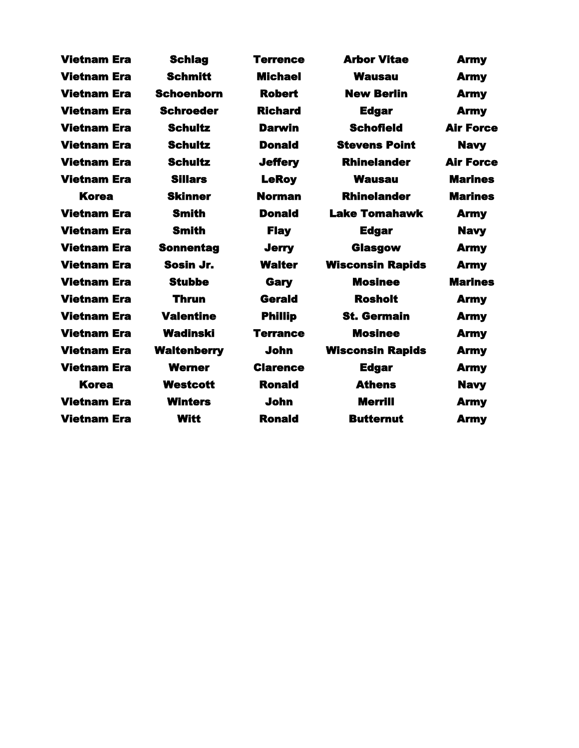| | | | | |
|---|---|---|---|---|
| Vietnam Era | Schlag | Terrence | Arbor Vitae | Army |
| Vietnam Era | Schmitt | Michael | Wausau | Army |
| Vietnam Era | Schoenborn | Robert | New Berlin | Army |
| Vietnam Era | Schroeder | Richard | Edgar | Army |
| Vietnam Era | Schultz | Darwin | Schofield | Air Force |
| Vietnam Era | Schultz | Donald | Stevens Point | Navy |
| Vietnam Era | Schultz | Jeffery | Rhinelander | Air Force |
| Vietnam Era | Sillars | LeRoy | Wausau | Marines |
| Korea | Skinner | Norman | Rhinelander | Marines |
| Vietnam Era | Smith | Donald | Lake Tomahawk | Army |
| Vietnam Era | Smith | Flay | Edgar | Navy |
| Vietnam Era | Sonnentag | Jerry | Glasgow | Army |
| Vietnam Era | Sosin Jr. | Walter | Wisconsin Rapids | Army |
| Vietnam Era | Stubbe | Gary | Mosinee | Marines |
| Vietnam Era | Thrun | Gerald | Rosholt | Army |
| Vietnam Era | Valentine | Phillip | St. Germain | Army |
| Vietnam Era | Wadinski | Terrance | Mosinee | Army |
| Vietnam Era | Waltenberry | John | Wisconsin Rapids | Army |
| Vietnam Era | Werner | Clarence | Edgar | Army |
| Korea | Westcott | Ronald | Athens | Navy |
| Vietnam Era | Winters | John | Merrill | Army |
| Vietnam Era | Witt | Ronald | Butternut | Army |